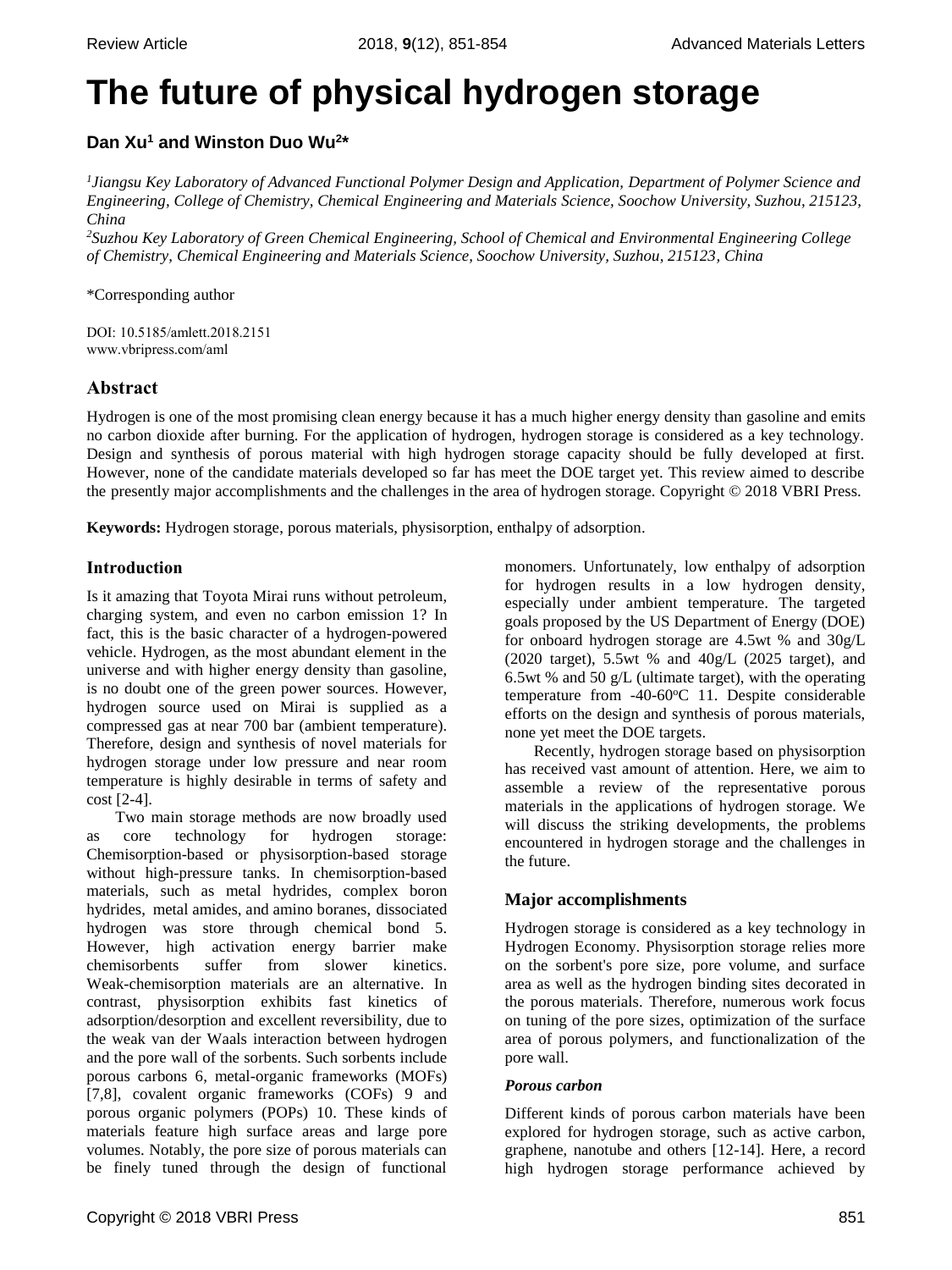# The future of physical hydrogen storage

**Dan Xu[1] and Winston Duo Wu[2]***

*[1]Jiangsu Key Laboratory of Advanced Functional Polymer Design and Application, Department of Polymer Science and Engineering, College of Chemistry, Chemical Engineering and Materials Science, Soochow University, Suzhou, 215123, China*
*[2]Suzhou Key Laboratory of Green Chemical Engineering, School of Chemical and Environmental Engineering College of Chemistry, Chemical Engineering and Materials Science, Soochow University, Suzhou, 215123, China*

*Corresponding author

DOI: 10.5185/amlett.2018.2151
www.vbripress.com/aml

## Abstract

Hydrogen is one of the most promising clean energy because it has a much higher energy density than gasoline and emits no carbon dioxide after burning. For the application of hydrogen, hydrogen storage is considered as a key technology. Design and synthesis of porous material with high hydrogen storage capacity should be fully developed at first. However, none of the candidate materials developed so far has meet the DOE target yet. This review aimed to describe the presently major accomplishments and the challenges in the area of hydrogen storage. Copyright © 2018 VBRI Press.

**Keywords:** Hydrogen storage, porous materials, physisorption, enthalpy of adsorption.

## Introduction

Is it amazing that Toyota Mirai runs without petroleum, charging system, and even no carbon emission 1? In fact, this is the basic character of a hydrogen-powered vehicle. Hydrogen, as the most abundant element in the universe and with higher energy density than gasoline, is no doubt one of the green power sources. However, hydrogen source used on Mirai is supplied as a compressed gas at near 700 bar (ambient temperature). Therefore, design and synthesis of novel materials for hydrogen storage under low pressure and near room temperature is highly desirable in terms of safety and cost [2-4].

Two main storage methods are now broadly used as core technology for hydrogen storage: Chemisorption-based or physisorption-based storage without high-pressure tanks. In chemisorption-based materials, such as metal hydrides, complex boron hydrides, metal amides, and amino boranes, dissociated hydrogen was store through chemical bond 5. However, high activation energy barrier make chemisorbents suffer from slower kinetics. Weak-chemisorption materials are an alternative. In contrast, physisorption exhibits fast kinetics of adsorption/desorption and excellent reversibility, due to the weak van der Waals interaction between hydrogen and the pore wall of the sorbents. Such sorbents include porous carbons 6, metal-organic frameworks (MOFs) [7,8], covalent organic frameworks (COFs) 9 and porous organic polymers (POPs) 10. These kinds of materials feature high surface areas and large pore volumes. Notably, the pore size of porous materials can be finely tuned through the design of functional monomers. Unfortunately, low enthalpy of adsorption for hydrogen results in a low hydrogen density, especially under ambient temperature. The targeted goals proposed by the US Department of Energy (DOE) for onboard hydrogen storage are 4.5wt % and 30g/L (2020 target), 5.5wt % and 40g/L (2025 target), and 6.5wt % and 50 g/L (ultimate target), with the operating temperature from -40-60°C 11. Despite considerable efforts on the design and synthesis of porous materials, none yet meet the DOE targets.

Recently, hydrogen storage based on physisorption has received vast amount of attention. Here, we aim to assemble a review of the representative porous materials in the applications of hydrogen storage. We will discuss the striking developments, the problems encountered in hydrogen storage and the challenges in the future.

## Major accomplishments

Hydrogen storage is considered as a key technology in Hydrogen Economy. Physisorption storage relies more on the sorbent's pore size, pore volume, and surface area as well as the hydrogen binding sites decorated in the porous materials. Therefore, numerous work focus on tuning of the pore sizes, optimization of the surface area of porous polymers, and functionalization of the pore wall.

### *Porous carbon*

Different kinds of porous carbon materials have been explored for hydrogen storage, such as active carbon, graphene, nanotube and others [12-14]. Here, a record high hydrogen storage performance achieved by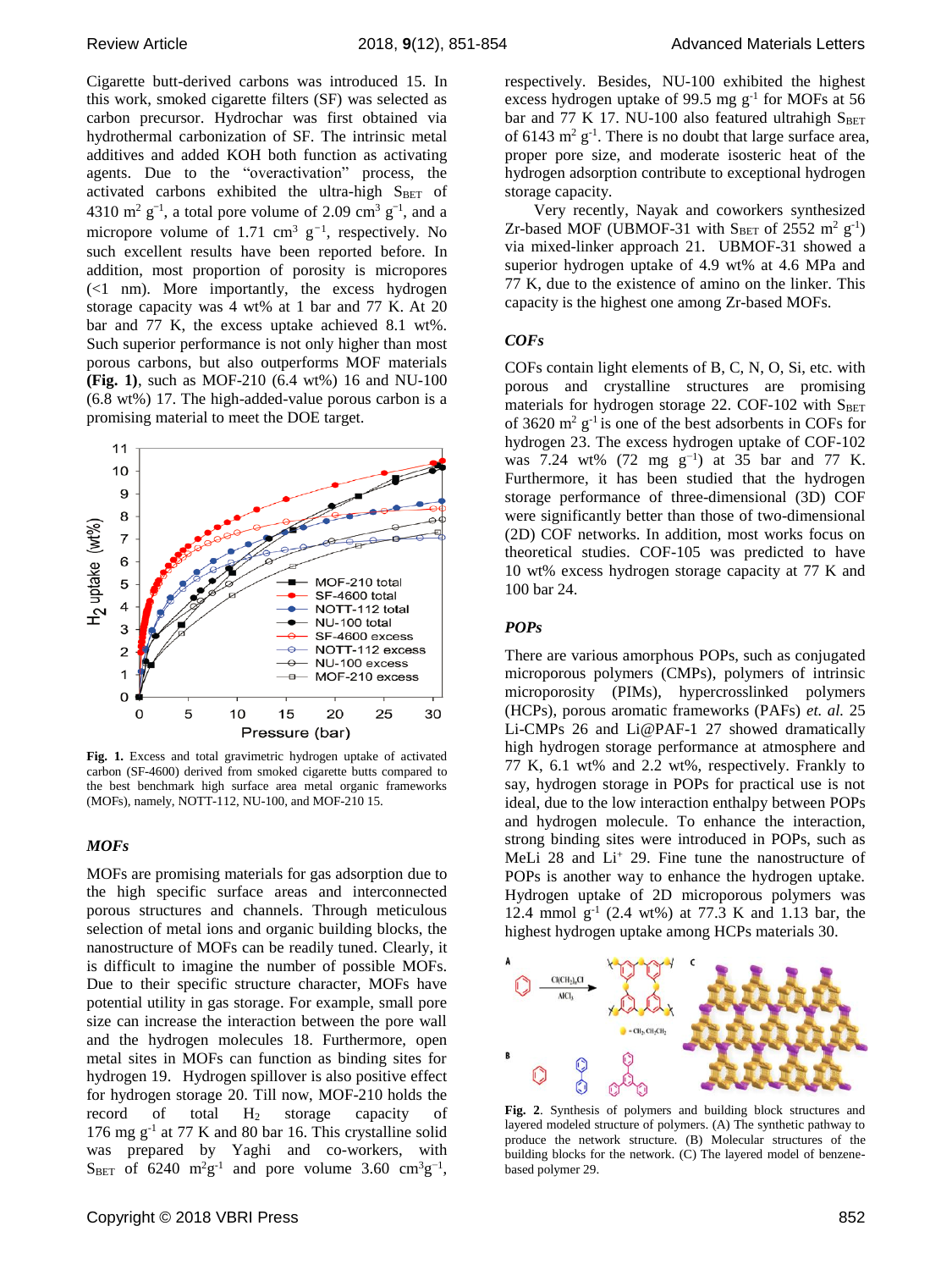Cigarette butt-derived carbons was introduced 15. In this work, smoked cigarette filters (SF) was selected as carbon precursor. Hydrochar was first obtained via hydrothermal carbonization of SF. The intrinsic metal additives and added KOH both function as activating agents. Due to the "overactivation" process, the activated carbons exhibited the ultra-high $S_{BET}$ of 4310 $m^2\ g^{-1}$, a total pore volume of 2.09 $cm^3\ g^{-1}$, and a micropore volume of 1.71 $cm^3\ g^{-1}$, respectively. No such excellent results have been reported before. In addition, most proportion of porosity is micropores (<1 nm). More importantly, the excess hydrogen storage capacity was 4 wt% at 1 bar and 77 K. At 20 bar and 77 K, the excess uptake achieved 8.1 wt%. Such superior performance is not only higher than most porous carbons, but also outperforms MOF materials **(Fig. 1)**, such as MOF-210 (6.4 wt%) 16 and NU-100 (6.8 wt%) 17. The high-added-value porous carbon is a promising material to meet the DOE target.

**Fig. 1.** Excess and total gravimetric hydrogen uptake of activated carbon (SF-4600) derived from smoked cigarette butts compared to the best benchmark high surface area metal organic frameworks (MOFs), namely, NOTT-112, NU-100, and MOF-210 15.

### *MOFs*

MOFs are promising materials for gas adsorption due to the high specific surface areas and interconnected porous structures and channels. Through meticulous selection of metal ions and organic building blocks, the nanostructure of MOFs can be readily tuned. Clearly, it is difficult to imagine the number of possible MOFs. Due to their specific structure character, MOFs have potential utility in gas storage. For example, small pore size can increase the interaction between the pore wall and the hydrogen molecules 18. Furthermore, open metal sites in MOFs can function as binding sites for hydrogen 19. Hydrogen spillover is also positive effect for hydrogen storage 20. Till now, MOF-210 holds the record of total $H_2$ storage capacity of 176 mg $g^{-1}$ at 77 K and 80 bar 16. This crystalline solid was prepared by Yaghi and co-workers, with $S_{BET}$ of 6240 $m^2 g^{-1}$ and pore volume 3.60 $cm^3 g^{-1}$, respectively. Besides, NU-100 exhibited the highest excess hydrogen uptake of 99.5 mg $g^{-1}$ for MOFs at 56 bar and 77 K 17. NU-100 also featured ultrahigh $S_{BET}$ of 6143 $m^2\ g^{-1}$. There is no doubt that large surface area, proper pore size, and moderate isosteric heat of the hydrogen adsorption contribute to exceptional hydrogen storage capacity.

Very recently, Nayak and coworkers synthesized Zr-based MOF (UBMOF-31 with $S_{BET}$ of 2552 $m^2\ g^{-1}$) via mixed-linker approach 21. UBMOF-31 showed a superior hydrogen uptake of 4.9 wt% at 4.6 MPa and 77 K, due to the existence of amino on the linker. This capacity is the highest one among Zr-based MOFs.

### *COFs*

COFs contain light elements of B, C, N, O, Si, etc. with porous and crystalline structures are promising materials for hydrogen storage 22. COF-102 with $S_{BET}$ of 3620 $m^2\ g^{-1}$ is one of the best adsorbents in COFs for hydrogen 23. The excess hydrogen uptake of COF-102 was 7.24 wt% (72 mg $g^{-1}$) at 35 bar and 77 K. Furthermore, it has been studied that the hydrogen storage performance of three-dimensional (3D) COF were significantly better than those of two-dimensional (2D) COF networks. In addition, most works focus on theoretical studies. COF-105 was predicted to have 10 wt% excess hydrogen storage capacity at 77 K and 100 bar 24.

### *POPs*

There are various amorphous POPs, such as conjugated microporous polymers (CMPs), polymers of intrinsic microporosity (PIMs), hypercrosslinked polymers (HCPs), porous aromatic frameworks (PAFs) *et. al.* 25 Li-CMPs 26 and Li@PAF-1 27 showed dramatically high hydrogen storage performance at atmosphere and 77 K, 6.1 wt% and 2.2 wt%, respectively. Frankly to say, hydrogen storage in POPs for practical use is not ideal, due to the low interaction enthalpy between POPs and hydrogen molecule. To enhance the interaction, strong binding sites were introduced in POPs, such as MeLi 28 and $Li^+$ 29. Fine tune the nanostructure of POPs is another way to enhance the hydrogen uptake. Hydrogen uptake of 2D microporous polymers was 12.4 mmol $g^{-1}$ (2.4 wt%) at 77.3 K and 1.13 bar, the highest hydrogen uptake among HCPs materials 30.

**Fig. 2**. Synthesis of polymers and building block structures and layered modeled structure of polymers. (A) The synthetic pathway to produce the network structure. (B) Molecular structures of the building blocks for the network. (C) The layered model of benzene-based polymer 29.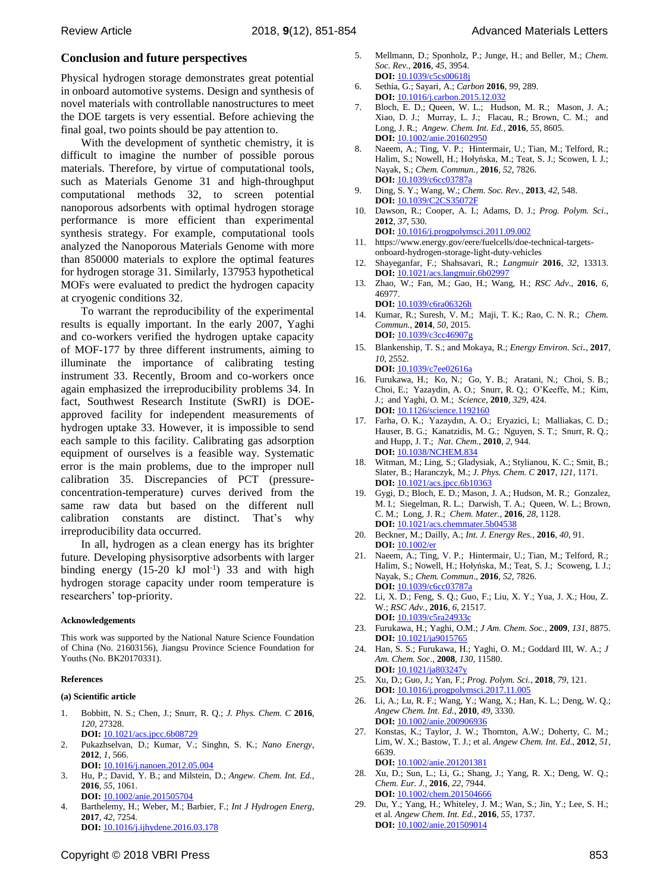## Conclusion and future perspectives

Physical hydrogen storage demonstrates great potential in onboard automotive systems. Design and synthesis of novel materials with controllable nanostructures to meet the DOE targets is very essential. Before achieving the final goal, two points should be pay attention to.

With the development of synthetic chemistry, it is difficult to imagine the number of possible porous materials. Therefore, by virtue of computational tools, such as Materials Genome 31 and high-throughput computational methods 32, to screen potential nanoporous adsorbents with optimal hydrogen storage performance is more efficient than experimental synthesis strategy. For example, computational tools analyzed the Nanoporous Materials Genome with more than 850000 materials to explore the optimal features for hydrogen storage 31. Similarly, 137953 hypothetical MOFs were evaluated to predict the hydrogen capacity at cryogenic conditions 32.

To warrant the reproducibility of the experimental results is equally important. In the early 2007, Yaghi and co-workers verified the hydrogen uptake capacity of MOF-177 by three different instruments, aiming to illuminate the importance of calibrating testing instrument 33. Recently, Broom and co-workers once again emphasized the irreproducibility problems 34. In fact, Southwest Research Institute (SwRI) is DOE-approved facility for independent measurements of hydrogen uptake 33. However, it is impossible to send each sample to this facility. Calibrating gas adsorption equipment of ourselves is a feasible way. Systematic error is the main problems, due to the improper null calibration 35. Discrepancies of PCT (pressure-concentration-temperature) curves derived from the same raw data but based on the different null calibration constants are distinct. That's why irreproducibility data occurred.

In all, hydrogen as a clean energy has its brighter future. Developing physisorptive adsorbents with larger binding energy (15-20 kJ $mol^{-1}$) 33 and with high hydrogen storage capacity under room temperature is researchers' top-priority.

#### Acknowledgements

This work was supported by the National Nature Science Foundation of China (No. 21603156), Jiangsu Province Science Foundation for Youths (No. BK20170331).

#### References

**(a) Scientific article**

1. Bobbitt, N. S.; Chen, J.; Snurr, R. Q.; *J. Phys. Chem. C* **2016**, *120*, 27328. **DOI:** 10.1021/acs.jpcc.6b08729
2. Pukazhselvan, D.; Kumar, V.; Singhn, S. K.; *Nano Energy*, **2012**, *1*, 566. **DOI:** 10.1016/j.nanoen.2012.05.004
3. Hu, P.; David, Y. B.; and Milstein, D.; *Angew. Chem. Int. Ed.*, **2016**, *55*, 1061. **DOI:** 10.1002/anie.201505704
4. Barthelemy, H.; Weber, M.; Barbier, F.; *Int J Hydrogen Energ*, **2017**, *42*, 7254. **DOI:** 10.1016/j.ijhydene.2016.03.178
5. Mellmann, D.; Sponholz, P.; Junge, H.; and Beller, M.; *Chem. Soc. Rev.*, **2016**, *45*, 3954. **DOI:** 10.1039/c5cs00618j
6. Sethia, G.; Sayari, A.; *Carbon* **2016**, *99*, 289. **DOI:** 10.1016/j.carbon.2015.12.032
7. Bloch, E. D.; Queen, W. L.; Hudson, M. R.; Mason, J. A.; Xiao, D. J.; Murray, L. J.; Flacau, R.; Brown, C. M.; and Long, J. R.; *Angew. Chem. Int. Ed.*, **2016**, *55*, 8605. **DOI:** 10.1002/anie.201602950
8. Naeem, A.; Ting, V. P.; Hintermair, U.; Tian, M.; Telford, R.; Halim, S.; Nowell, H.; Hołyńska, M.; Teat, S. J.; Scowen, I. J.; Nayak, S.; *Chem. Commun.*, **2016**, *52*, 7826. **DOI:** 10.1039/c6cc03787a
9. Ding, S. Y.; Wang, W.; *Chem. Soc. Rev.*, **2013**, *42*, 548. **DOI:** 10.1039/C2CS35072F
10. Dawson, R.; Cooper, A. I.; Adams, D. J.; *Prog. Polym. Sci.*, **2012**, *37*, 530. **DOI:** 10.1016/j.progpolymsci.2011.09.002
11. https://www.energy.gov/eere/fuelcells/doe-technical-targets-onboard-hydrogen-storage-light-duty-vehicles
12. Shayeganfar, F.; Shahsavari, R.; *Langmuir* **2016**, *32*, 13313. **DOI:** 10.1021/acs.langmuir.6b02997
13. Zhao, W.; Fan, M.; Gao, H.; Wang, H.; *RSC Adv.*, **2016**, *6*, 46977. **DOI:** 10.1039/c6ra06326h
14. Kumar, R.; Suresh, V. M.; Maji, T. K.; Rao, C. N. R.; *Chem. Commun.*, **2014**, *50*, 2015. **DOI:** 10.1039/c3cc46907g
15. Blankenship, T. S.; and Mokaya, R.; *Energy Environ. Sci.*, **2017**, *10*, 2552. **DOI:** 10.1039/c7ee02616a
16. Furukawa, H.; Ko, N.; Go, Y. B.; Aratani, N.; Choi, S. B.; Choi, E.; Yazaydin, A. O.; Snurr, R. Q.; O'Keeffe, M.; Kim, J.; and Yaghi, O. M.; *Science*, **2010**, *329*, 424. **DOI:** 10.1126/science.1192160
17. Farha, O. K.; Yazaydın, A. O.; Eryazici, I.; Malliakas, C. D.; Hauser, B. G.; Kanatzidis, M. G.; Nguyen, S. T.; Snurr, R. Q.; and Hupp, J. T.; *Nat. Chem.*, **2010**, *2*, 944. **DOI:** 10.1038/NCHEM.834
18. Witman, M.; Ling, S.; Gladysiak, A.; Stylianou, K. C.; Smit, B.; Slater, B.; Haranczyk, M.; *J. Phys. Chem. C* **2017**, *121*, 1171. **DOI:** 10.1021/acs.jpcc.6b10363
19. Gygi, D.; Bloch, E. D.; Mason, J. A.; Hudson, M. R.; Gonzalez, M. I.; Siegelman, R. L.; Darwish, T. A.; Queen, W. L.; Brown, C. M.; Long, J. R.; *Chem. Mater.*, **2016**, *28*, 1128. **DOI:** 10.1021/acs.chemmater.5b04538
20. Beckner, M.; Dailly, A.; *Int. J. Energy Res.*, **2016**, *40*, 91. **DOI:** 10.1002/er
21. Naeem, A.; Ting, V. P.; Hintermair, U.; Tian, M.; Telford, R.; Halim, S.; Nowell, H.; Hołyńska, M.; Teat, S. J.; Scoweng, I. J.; Nayak, S.; *Chem. Commun.*, **2016**, *52*, 7826. **DOI:** 10.1039/c6cc03787a
22. Li, X. D.; Feng, S. Q.; Guo, F.; Liu, X. Y.; Yua, J. X.; Hou, Z. W.; *RSC Adv.*, **2016**, *6*, 21517. **DOI:** 10.1039/c5ra24933c
23. Furukawa, H.; Yaghi, O.M.; *J Am. Chem. Soc.*, **2009**, *131*, 8875. **DOI:** 10.1021/ja9015765
24. Han, S. S.; Furukawa, H.; Yaghi, O. M.; Goddard III, W. A.; *J Am. Chem. Soc.*, **2008**, *130*, 11580. **DOI:** 10.1021/ja803247y
25. Xu, D.; Guo, J.; Yan, F.; *Prog. Polym. Sci.*, **2018**, *79*, 121. **DOI:** 10.1016/j.progpolymsci.2017.11.005
26. Li, A.; Lu, R. F.; Wang, Y.; Wang, X.; Han, K. L.; Deng, W. Q.; *Angew Chem. Int. Ed.*, **2010**, *49*, 3330. **DOI:** 10.1002/anie.200906936
27. Konstas, K.; Taylor, J. W.; Thornton, A.W.; Doherty, C. M.; Lim, W. X.; Bastow, T. J.; et al. *Angew Chem. Int. Ed.*, **2012**, *51*, 6639. **DOI:** 10.1002/anie.201201381
28. Xu, D.; Sun, L.; Li, G.; Shang, J.; Yang, R. X.; Deng, W. Q.; *Chem. Eur. J.*, **2016**, *22*, 7944. **DOI:** 10.1002/chem.201504666
29. Du, Y.; Yang, H.; Whiteley, J. M.; Wan, S.; Jin, Y.; Lee, S. H.; et al. *Angew Chem. Int. Ed.*, **2016**, *55*, 1737. **DOI:** 10.1002/anie.201509014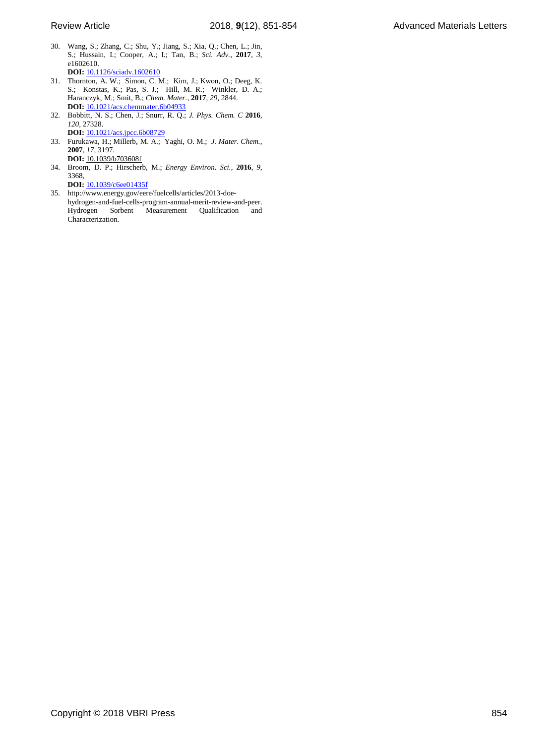30. Wang, S.; Zhang, C.; Shu, Y.; Jiang, S.; Xia, Q.; Chen, L.; Jin, S.; Hussain, I.; Cooper, A.; I.; Tan, B.; *Sci. Adv.*, **2017**, *3*, e1602610.
    **DOI:** 10.1126/sciadv.1602610
31. Thornton, A. W.; Simon, C. M.; Kim, J.; Kwon, O.; Deeg, K. S.; Konstas, K.; Pas, S. J.; Hill, M. R.; Winkler, D. A.; Haranczyk, M.; Smit, B.; *Chem. Mater.*, **2017**, *29*, 2844.
    **DOI:** 10.1021/acs.chemmater.6b04933
32. Bobbitt, N. S.; Chen, J.; Snurr, R. Q.; *J. Phys. Chem. C* **2016**, *120*, 27328.
    **DOI:** 10.1021/acs.jpcc.6b08729
33. Furukawa, H.; Millerb, M. A.; Yaghi, O. M.; *J. Mater. Chem.*, **2007**, *17*, 3197.
    **DOI:** 10.1039/b703608f
34. Broom, D. P.; Hirscherb, M.; *Energy Environ. Sci.*, **2016**, *9*, 3368,
    **DOI:** 10.1039/c6ee01435f
35. http://www.energy.gov/eere/fuelcells/articles/2013-doe-hydrogen-and-fuel-cells-program-annual-merit-review-and-peer. Hydrogen Sorbent Measurement Qualification and Characterization.